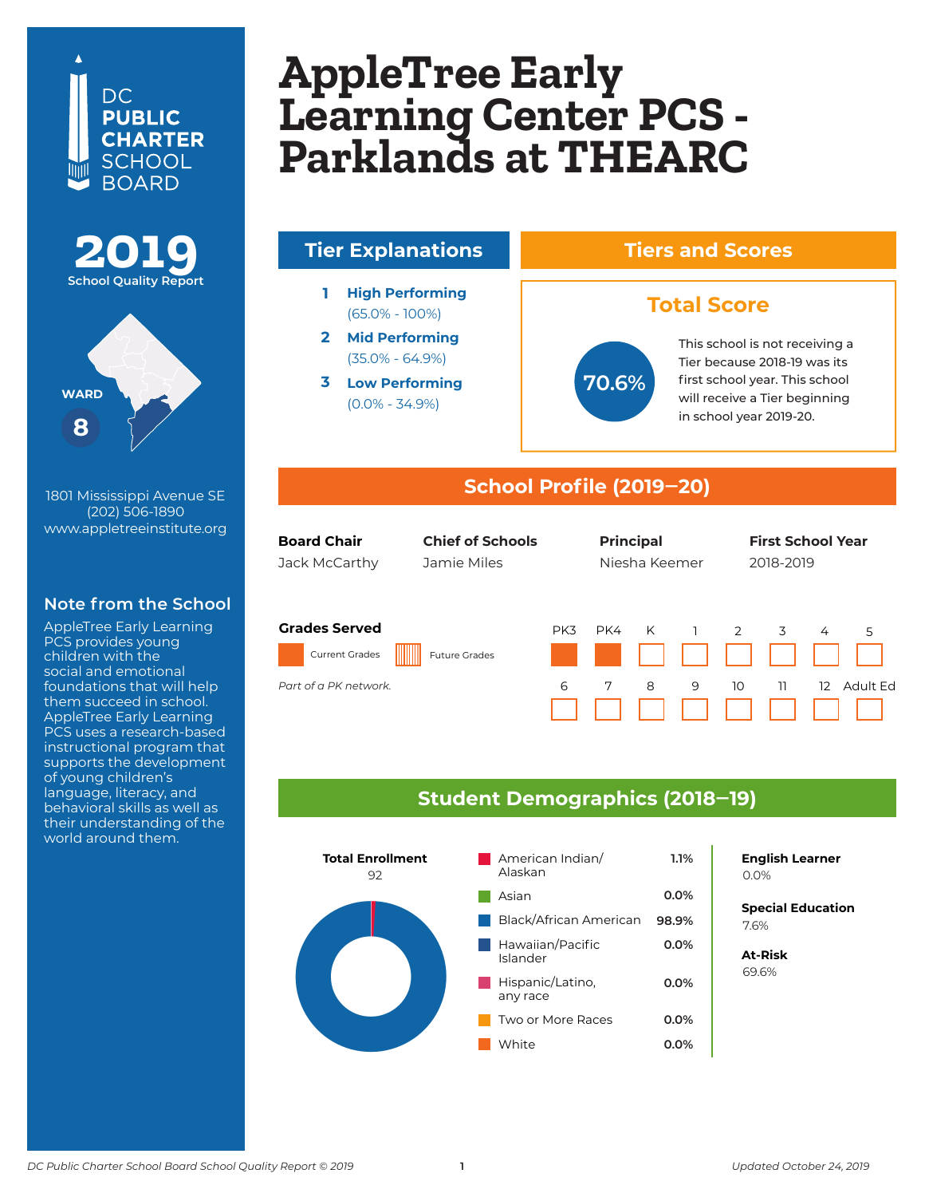DC PUBLIC CHARTER SCHOOL BOARD

# 2019 School Quality Report

WARD 8

1801 Mississippi Avenue SE
(202) 506-1890
www.appletreeinstitute.org

## Note from the School

AppleTree Early Learning PCS provides young children with the social and emotional foundations that will help them succeed in school. AppleTree Early Learning PCS uses a research-based instructional program that supports the development of young children's language, literacy, and behavioral skills as well as their understanding of the world around them.

# AppleTree Early Learning Center PCS - Parklands at THEARC

## Tier Explanations

1. **High Performing** (65.0% - 100%)
2. **Mid Performing** (35.0% - 64.9%)
3. **Low Performing** (0.0% - 34.9%)

## Tiers and Scores

### Total Score

70.6%

This school is not receiving a Tier because 2018-19 was its first school year. This school will receive a Tier beginning in school year 2019-20.

## School Profile (2019–20)

| Board Chair | Chief of Schools | Principal | First School Year |
|---|---|---|---|
| Jack McCarthy | Jamie Miles | Niesha Keemer | 2018-2019 |

### Grades Served

Current Grades: PK3, PK4

*Part of a PK network.*

| PK3 | PK4 | K | 1 | 2 | 3 | 4 | 5 |
|---|---|---|---|---|---|---|---|
| Current | Current | | | | | | |

| 6 | 7 | 8 | 9 | 10 | 11 | 12 | Adult Ed |
|---|---|---|---|---|---|---|---|
| | | | | | | | |

## Student Demographics (2018–19)

**Total Enrollment**
92

| Race/Ethnicity | Percent |
|---|---|
| American Indian/ Alaskan | 1.1% |
| Asian | 0.0% |
| Black/African American | 98.9% |
| Hawaiian/Pacific Islander | 0.0% |
| Hispanic/Latino, any race | 0.0% |
| Two or More Races | 0.0% |
| White | 0.0% |

**English Learner**
0.0%

**Special Education**
7.6%

**At-Risk**
69.6%

*DC Public Charter School Board School Quality Report © 2019* — *Updated October 24, 2019*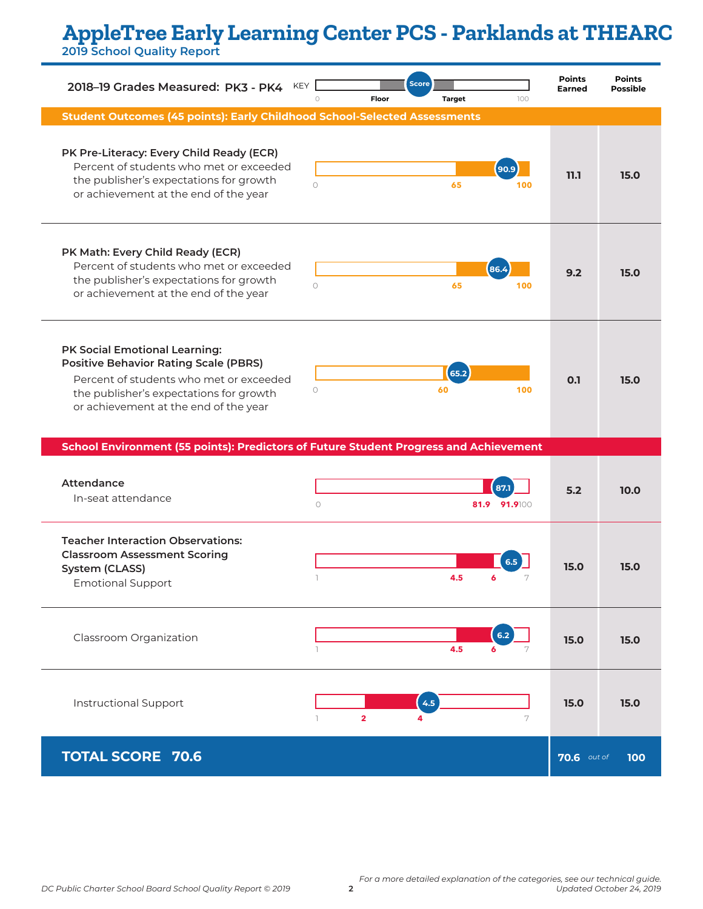# AppleTree Early Learning Center PCS - Parklands at THEARC

## 2019 School Quality Report

**2018–19 Grades Measured: PK3 - PK4**

KEY: 0 Floor Score Target 100

| | Chart | Points Earned | Points Possible |
|---|---|---|---|
| **Student Outcomes (45 points): Early Childhood School-Selected Assessments** | | | |
| **PK Pre-Literacy: Every Child Ready (ECR)** Percent of students who met or exceeded the publisher's expectations for growth or achievement at the end of the year | 0 65 100; Score: 90.9 | 11.1 | 15.0 |
| **PK Math: Every Child Ready (ECR)** Percent of students who met or exceeded the publisher's expectations for growth or achievement at the end of the year | 0 65 100; Score: 86.4 | 9.2 | 15.0 |
| **PK Social Emotional Learning: Positive Behavior Rating Scale (PBRS)** Percent of students who met or exceeded the publisher's expectations for growth or achievement at the end of the year | 0 60 100; Score: 65.2 | 0.1 | 15.0 |
| **School Environment (55 points): Predictors of Future Student Progress and Achievement** | | | |
| **Attendance** In-seat attendance | 0 81.9 91.9 100; Score: 87.1 | 5.2 | 10.0 |
| **Teacher Interaction Observations: Classroom Assessment Scoring System (CLASS)** Emotional Support | 1 4.5 6 7; Score: 6.5 | 15.0 | 15.0 |
| Classroom Organization | 1 4.5 6 7; Score: 6.2 | 15.0 | 15.0 |
| Instructional Support | 1 2 4 7; Score: 4.5 | 15.0 | 15.0 |
| **TOTAL SCORE 70.6** | | 70.6 *out of* | 100 |

*For a more detailed explanation of the categories, see our technical guide.*

*DC Public Charter School Board School Quality Report © 2019*

*Updated October 24, 2019*